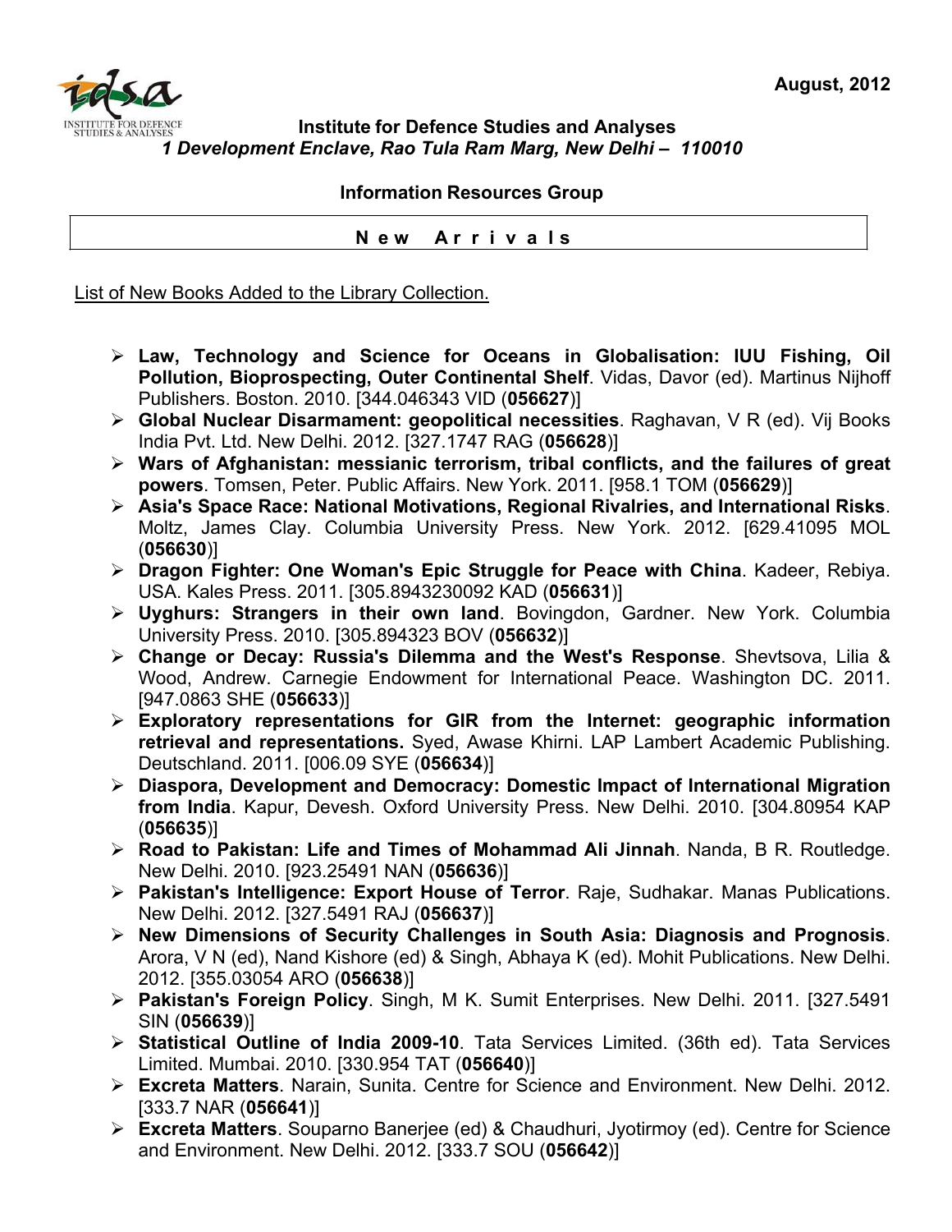August, 2012

**Institute for Defence Studies and Analyses**
***1 Development Enclave, Rao Tula Ram Marg, New Delhi – 110010***

**Information Resources Group**

**N e w A r r i v a l s**

List of New Books Added to the Library Collection.

- **Law, Technology and Science for Oceans in Globalisation: IUU Fishing, Oil Pollution, Bioprospecting, Outer Continental Shelf**. Vidas, Davor (ed). Martinus Nijhoff Publishers. Boston. 2010. [344.046343 VID (**056627**)]
- **Global Nuclear Disarmament: geopolitical necessities**. Raghavan, V R (ed). Vij Books India Pvt. Ltd. New Delhi. 2012. [327.1747 RAG (**056628**)]
- **Wars of Afghanistan: messianic terrorism, tribal conflicts, and the failures of great powers**. Tomsen, Peter. Public Affairs. New York. 2011. [958.1 TOM (**056629**)]
- **Asia's Space Race: National Motivations, Regional Rivalries, and International Risks**. Moltz, James Clay. Columbia University Press. New York. 2012. [629.41095 MOL (**056630**)]
- **Dragon Fighter: One Woman's Epic Struggle for Peace with China**. Kadeer, Rebiya. USA. Kales Press. 2011. [305.8943230092 KAD (**056631**)]
- **Uyghurs: Strangers in their own land**. Bovingdon, Gardner. New York. Columbia University Press. 2010. [305.894323 BOV (**056632**)]
- **Change or Decay: Russia's Dilemma and the West's Response**. Shevtsova, Lilia & Wood, Andrew. Carnegie Endowment for International Peace. Washington DC. 2011. [947.0863 SHE (**056633**)]
- **Exploratory representations for GIR from the Internet: geographic information retrieval and representations.** Syed, Awase Khirni. LAP Lambert Academic Publishing. Deutschland. 2011. [006.09 SYE (**056634**)]
- **Diaspora, Development and Democracy: Domestic Impact of International Migration from India**. Kapur, Devesh. Oxford University Press. New Delhi. 2010. [304.80954 KAP (**056635**)]
- **Road to Pakistan: Life and Times of Mohammad Ali Jinnah**. Nanda, B R. Routledge. New Delhi. 2010. [923.25491 NAN (**056636**)]
- **Pakistan's Intelligence: Export House of Terror**. Raje, Sudhakar. Manas Publications. New Delhi. 2012. [327.5491 RAJ (**056637**)]
- **New Dimensions of Security Challenges in South Asia: Diagnosis and Prognosis**. Arora, V N (ed), Nand Kishore (ed) & Singh, Abhaya K (ed). Mohit Publications. New Delhi. 2012. [355.03054 ARO (**056638**)]
- **Pakistan's Foreign Policy**. Singh, M K. Sumit Enterprises. New Delhi. 2011. [327.5491 SIN (**056639**)]
- **Statistical Outline of India 2009-10**. Tata Services Limited. (36th ed). Tata Services Limited. Mumbai. 2010. [330.954 TAT (**056640**)]
- **Excreta Matters**. Narain, Sunita. Centre for Science and Environment. New Delhi. 2012. [333.7 NAR (**056641**)]
- **Excreta Matters**. Souparno Banerjee (ed) & Chaudhuri, Jyotirmoy (ed). Centre for Science and Environment. New Delhi. 2012. [333.7 SOU (**056642**)]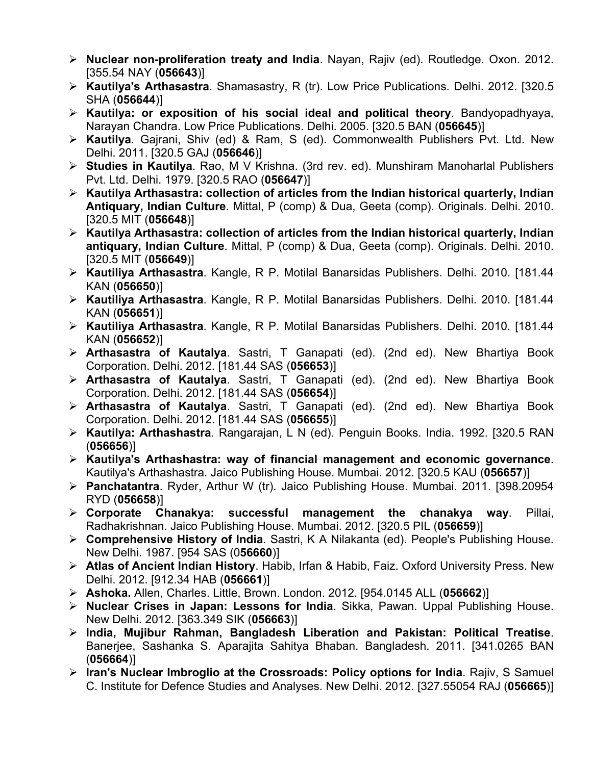- **Nuclear non-proliferation treaty and India**. Nayan, Rajiv (ed). Routledge. Oxon. 2012. [355.54 NAY (**056643**)]
- **Kautilya's Arthasastra**. Shamasastry, R (tr). Low Price Publications. Delhi. 2012. [320.5 SHA (**056644**)]
- **Kautilya: or exposition of his social ideal and political theory**. Bandyopadhyaya, Narayan Chandra. Low Price Publications. Delhi. 2005. [320.5 BAN (**056645**)]
- **Kautilya**. Gajrani, Shiv (ed) & Ram, S (ed). Commonwealth Publishers Pvt. Ltd. New Delhi. 2011. [320.5 GAJ (**056646**)]
- **Studies in Kautilya**. Rao, M V Krishna. (3rd rev. ed). Munshiram Manoharlal Publishers Pvt. Ltd. Delhi. 1979. [320.5 RAO (**056647**)]
- **Kautilya Arthasastra: collection of articles from the Indian historical quarterly, Indian Antiquary, Indian Culture**. Mittal, P (comp) & Dua, Geeta (comp). Originals. Delhi. 2010. [320.5 MIT (**056648**)]
- **Kautilya Arthasastra: collection of articles from the Indian historical quarterly, Indian antiquary, Indian Culture**. Mittal, P (comp) & Dua, Geeta (comp). Originals. Delhi. 2010. [320.5 MIT (**056649**)]
- **Kautiliya Arthasastra**. Kangle, R P. Motilal Banarsidas Publishers. Delhi. 2010. [181.44 KAN (**056650**)]
- **Kautiliya Arthasastra**. Kangle, R P. Motilal Banarsidas Publishers. Delhi. 2010. [181.44 KAN (**056651**)]
- **Kautiliya Arthasastra**. Kangle, R P. Motilal Banarsidas Publishers. Delhi. 2010. [181.44 KAN (**056652**)]
- **Arthasastra of Kautalya**. Sastri, T Ganapati (ed). (2nd ed). New Bhartiya Book Corporation. Delhi. 2012. [181.44 SAS (**056653**)]
- **Arthasastra of Kautalya**. Sastri, T Ganapati (ed). (2nd ed). New Bhartiya Book Corporation. Delhi. 2012. [181.44 SAS (**056654**)]
- **Arthasastra of Kautalya**. Sastri, T Ganapati (ed). (2nd ed). New Bhartiya Book Corporation. Delhi. 2012. [181.44 SAS (**056655**)]
- **Kautilya: Arthashastra**. Rangarajan, L N (ed). Penguin Books. India. 1992. [320.5 RAN (**056656**)]
- **Kautilya's Arthashastra: way of financial management and economic governance**. Kautilya's Arthashastra. Jaico Publishing House. Mumbai. 2012. [320.5 KAU (**056657**)]
- **Panchatantra**. Ryder, Arthur W (tr). Jaico Publishing House. Mumbai. 2011. [398.20954 RYD (**056658**)]
- **Corporate Chanakya: successful management the chanakya way**. Pillai, Radhakrishnan. Jaico Publishing House. Mumbai. 2012. [320.5 PIL (**056659**)]
- **Comprehensive History of India**. Sastri, K A Nilakanta (ed). People's Publishing House. New Delhi. 1987. [954 SAS (0**56660**)]
- **Atlas of Ancient Indian History**. Habib, Irfan & Habib, Faiz. Oxford University Press. New Delhi. 2012. [912.34 HAB (**056661**)]
- **Ashoka.** Allen, Charles. Little, Brown. London. 2012. [954.0145 ALL (**056662**)]
- **Nuclear Crises in Japan: Lessons for India**. Sikka, Pawan. Uppal Publishing House. New Delhi. 2012. [363.349 SIK (**056663**)]
- **India, Mujibur Rahman, Bangladesh Liberation and Pakistan: Political Treatise**. Banerjee, Sashanka S. Aparajita Sahitya Bhaban. Bangladesh. 2011. [341.0265 BAN (**056664**)]
- **Iran's Nuclear Imbroglio at the Crossroads: Policy options for India**. Rajiv, S Samuel C. Institute for Defence Studies and Analyses. New Delhi. 2012. [327.55054 RAJ (**056665**)]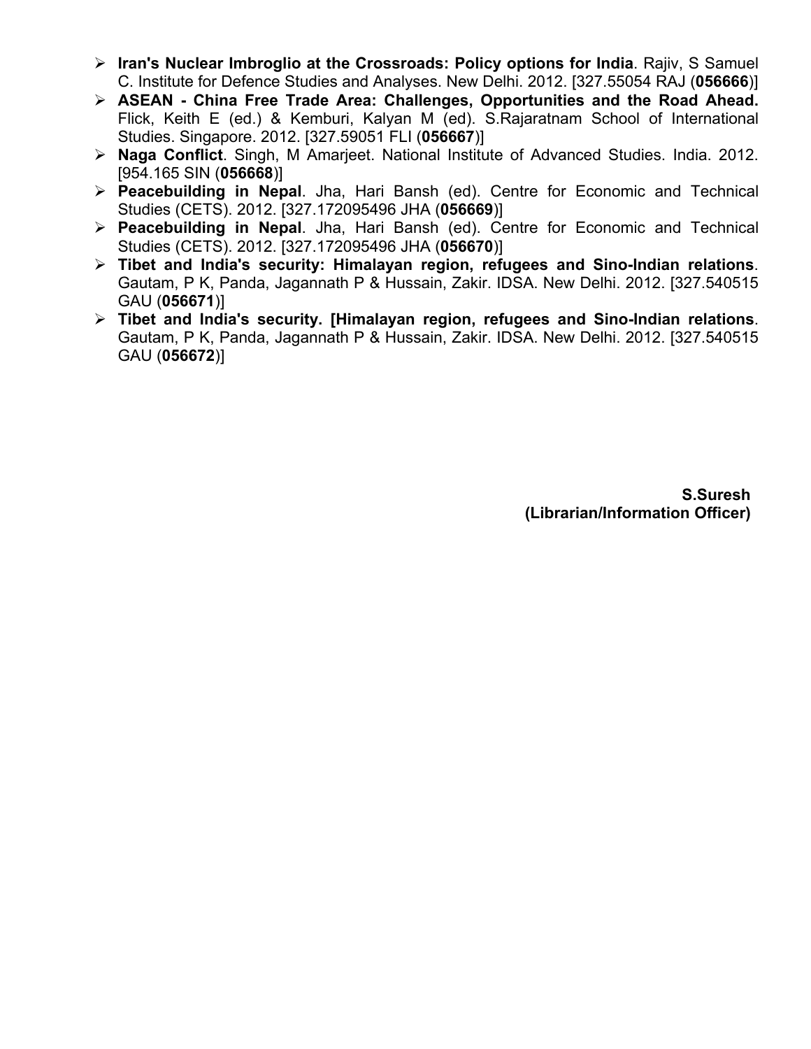- **Iran's Nuclear Imbroglio at the Crossroads: Policy options for India**. Rajiv, S Samuel C. Institute for Defence Studies and Analyses. New Delhi. 2012. [327.55054 RAJ (**056666**)]
- **ASEAN - China Free Trade Area: Challenges, Opportunities and the Road Ahead.** Flick, Keith E (ed.) & Kemburi, Kalyan M (ed). S.Rajaratnam School of International Studies. Singapore. 2012. [327.59051 FLI (**056667**)]
- **Naga Conflict**. Singh, M Amarjeet. National Institute of Advanced Studies. India. 2012. [954.165 SIN (**056668**)]
- **Peacebuilding in Nepal**. Jha, Hari Bansh (ed). Centre for Economic and Technical Studies (CETS). 2012. [327.172095496 JHA (**056669**)]
- **Peacebuilding in Nepal**. Jha, Hari Bansh (ed). Centre for Economic and Technical Studies (CETS). 2012. [327.172095496 JHA (**056670**)]
- **Tibet and India's security: Himalayan region, refugees and Sino-Indian relations**. Gautam, P K, Panda, Jagannath P & Hussain, Zakir. IDSA. New Delhi. 2012. [327.540515 GAU (**056671**)]
- **Tibet and India's security. [Himalayan region, refugees and Sino-Indian relations**. Gautam, P K, Panda, Jagannath P & Hussain, Zakir. IDSA. New Delhi. 2012. [327.540515 GAU (**056672**)]

**S.Suresh**
**(Librarian/Information Officer)**